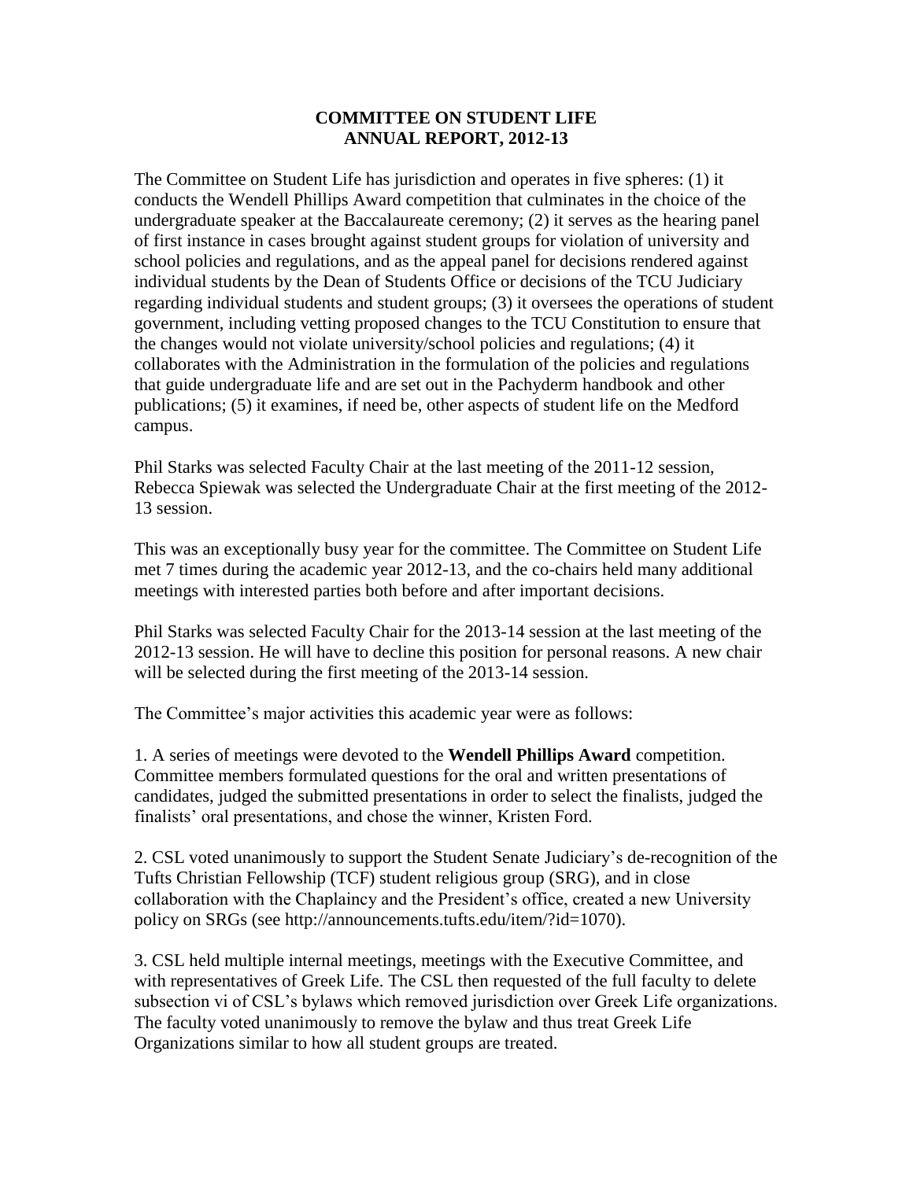# COMMITTEE ON STUDENT LIFE
## ANNUAL REPORT, 2012-13

The Committee on Student Life has jurisdiction and operates in five spheres: (1) it conducts the Wendell Phillips Award competition that culminates in the choice of the undergraduate speaker at the Baccalaureate ceremony; (2) it serves as the hearing panel of first instance in cases brought against student groups for violation of university and school policies and regulations, and as the appeal panel for decisions rendered against individual students by the Dean of Students Office or decisions of the TCU Judiciary regarding individual students and student groups; (3) it oversees the operations of student government, including vetting proposed changes to the TCU Constitution to ensure that the changes would not violate university/school policies and regulations; (4) it collaborates with the Administration in the formulation of the policies and regulations that guide undergraduate life and are set out in the Pachyderm handbook and other publications; (5) it examines, if need be, other aspects of student life on the Medford campus.

Phil Starks was selected Faculty Chair at the last meeting of the 2011-12 session, Rebecca Spiewak was selected the Undergraduate Chair at the first meeting of the 2012-13 session.

This was an exceptionally busy year for the committee. The Committee on Student Life met 7 times during the academic year 2012-13, and the co-chairs held many additional meetings with interested parties both before and after important decisions.

Phil Starks was selected Faculty Chair for the 2013-14 session at the last meeting of the 2012-13 session. He will have to decline this position for personal reasons. A new chair will be selected during the first meeting of the 2013-14 session.

The Committee's major activities this academic year were as follows:

1. A series of meetings were devoted to the **Wendell Phillips Award** competition. Committee members formulated questions for the oral and written presentations of candidates, judged the submitted presentations in order to select the finalists, judged the finalists' oral presentations, and chose the winner, Kristen Ford.

2. CSL voted unanimously to support the Student Senate Judiciary's de-recognition of the Tufts Christian Fellowship (TCF) student religious group (SRG), and in close collaboration with the Chaplaincy and the President's office, created a new University policy on SRGs (see http://announcements.tufts.edu/item/?id=1070).

3. CSL held multiple internal meetings, meetings with the Executive Committee, and with representatives of Greek Life. The CSL then requested of the full faculty to delete subsection vi of CSL's bylaws which removed jurisdiction over Greek Life organizations. The faculty voted unanimously to remove the bylaw and thus treat Greek Life Organizations similar to how all student groups are treated.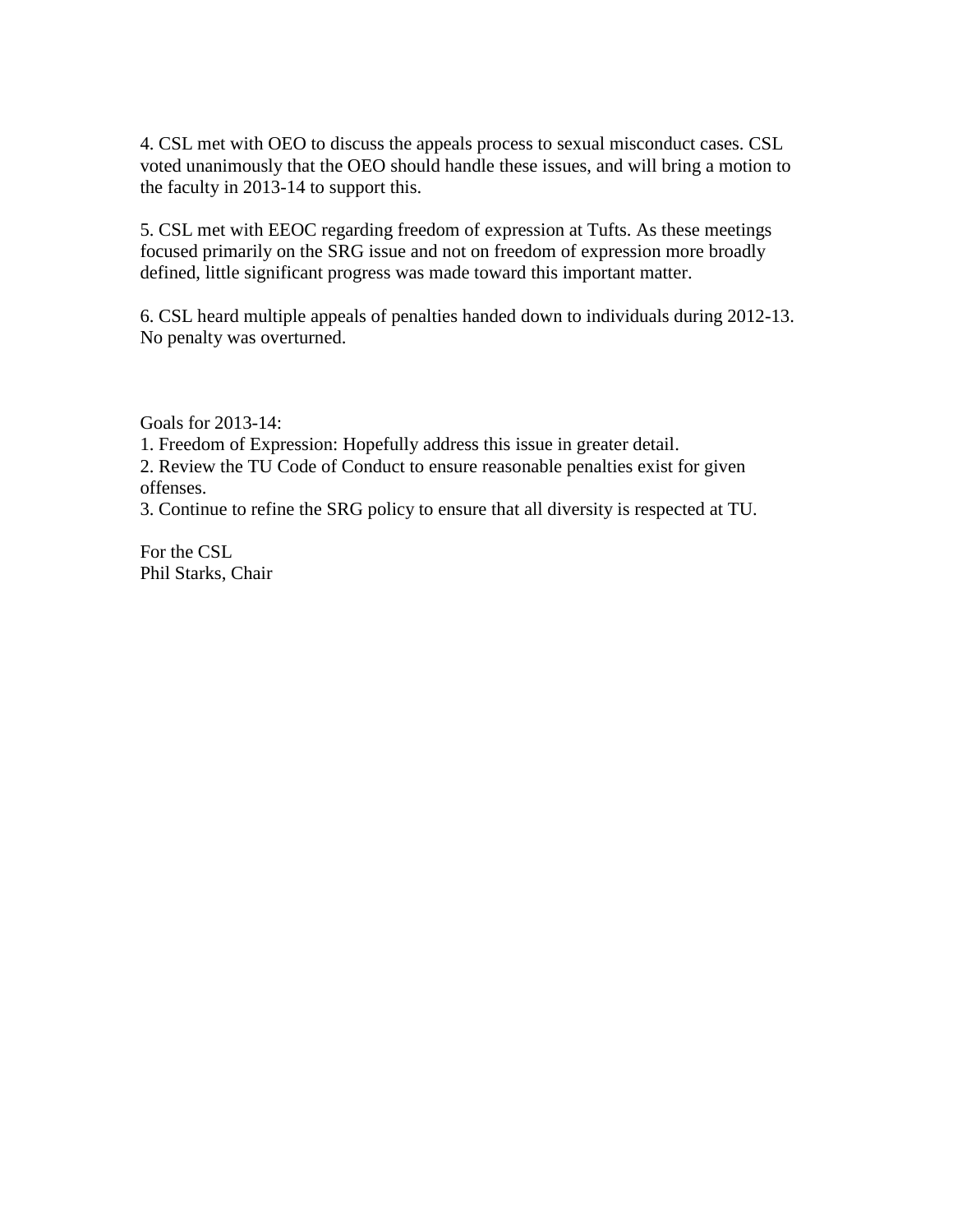4. CSL met with OEO to discuss the appeals process to sexual misconduct cases. CSL voted unanimously that the OEO should handle these issues, and will bring a motion to the faculty in 2013-14 to support this.

5. CSL met with EEOC regarding freedom of expression at Tufts. As these meetings focused primarily on the SRG issue and not on freedom of expression more broadly defined, little significant progress was made toward this important matter.

6. CSL heard multiple appeals of penalties handed down to individuals during 2012-13. No penalty was overturned.

Goals for 2013-14:

1. Freedom of Expression: Hopefully address this issue in greater detail.
2. Review the TU Code of Conduct to ensure reasonable penalties exist for given offenses.
3. Continue to refine the SRG policy to ensure that all diversity is respected at TU.

For the CSL
Phil Starks, Chair